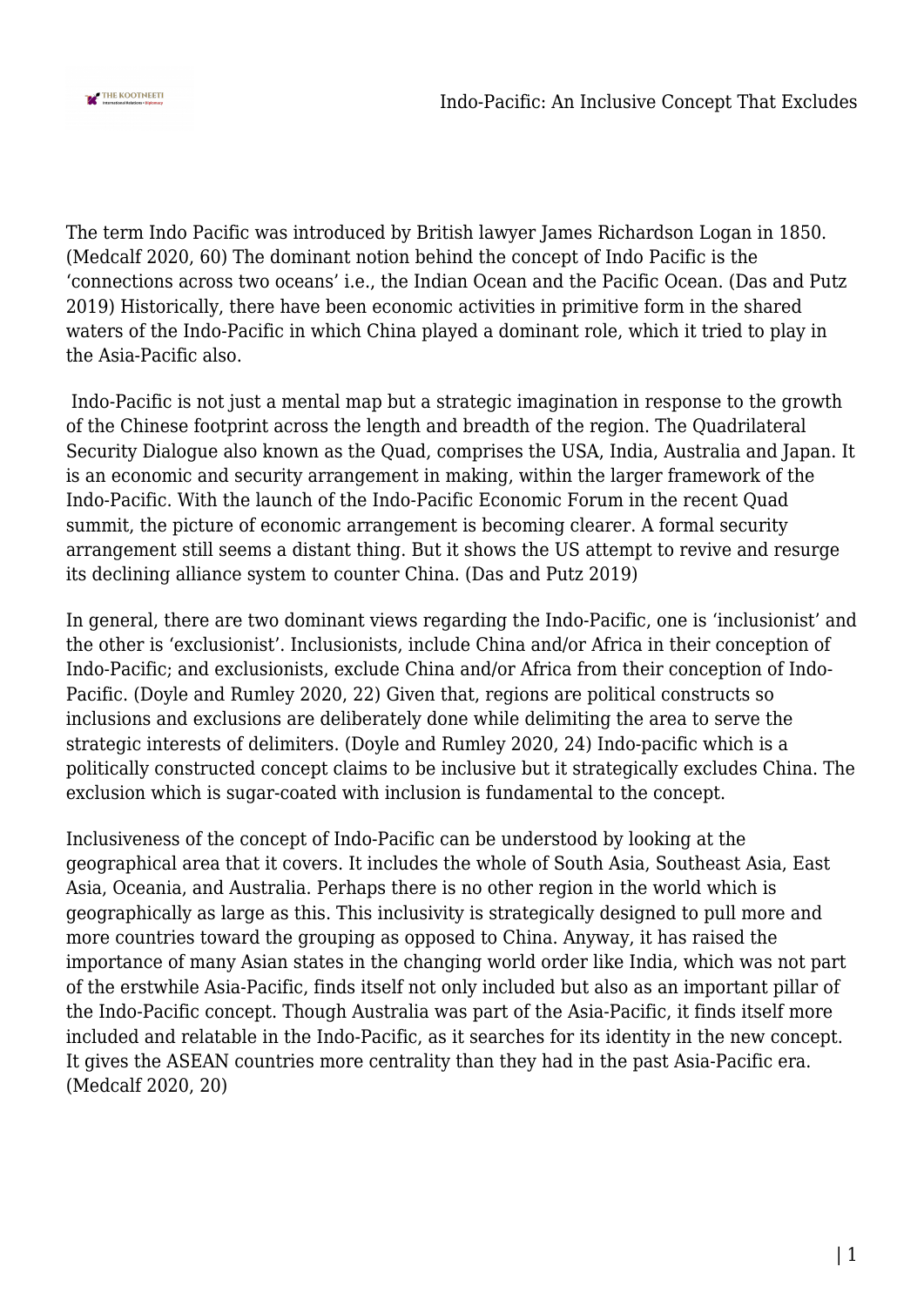The term Indo Pacific was introduced by British lawyer James Richardson Logan in 1850. (Medcalf 2020, 60) The dominant notion behind the concept of Indo Pacific is the 'connections across two oceans' i.e., the Indian Ocean and the Pacific Ocean. (Das and Putz 2019) Historically, there have been economic activities in primitive form in the shared waters of the Indo-Pacific in which China played a dominant role, which it tried to play in the Asia-Pacific also.

Indo-Pacific is not just a mental map but a strategic imagination in response to the growth of the Chinese footprint across the length and breadth of the region. The Quadrilateral Security Dialogue also known as the Quad, comprises the USA, India, Australia and Japan. It is an economic and security arrangement in making, within the larger framework of the Indo-Pacific. With the launch of the Indo-Pacific Economic Forum in the recent Quad summit, the picture of economic arrangement is becoming clearer. A formal security arrangement still seems a distant thing. But it shows the US attempt to revive and resurge its declining alliance system to counter China. (Das and Putz 2019)

In general, there are two dominant views regarding the Indo-Pacific, one is 'inclusionist' and the other is 'exclusionist'. Inclusionists, include China and/or Africa in their conception of Indo-Pacific; and exclusionists, exclude China and/or Africa from their conception of Indo-Pacific. (Doyle and Rumley 2020, 22) Given that, regions are political constructs so inclusions and exclusions are deliberately done while delimiting the area to serve the strategic interests of delimiters. (Doyle and Rumley 2020, 24) Indo-pacific which is a politically constructed concept claims to be inclusive but it strategically excludes China. The exclusion which is sugar-coated with inclusion is fundamental to the concept.

Inclusiveness of the concept of Indo-Pacific can be understood by looking at the geographical area that it covers. It includes the whole of South Asia, Southeast Asia, East Asia, Oceania, and Australia. Perhaps there is no other region in the world which is geographically as large as this. This inclusivity is strategically designed to pull more and more countries toward the grouping as opposed to China. Anyway, it has raised the importance of many Asian states in the changing world order like India, which was not part of the erstwhile Asia-Pacific, finds itself not only included but also as an important pillar of the Indo-Pacific concept. Though Australia was part of the Asia-Pacific, it finds itself more included and relatable in the Indo-Pacific, as it searches for its identity in the new concept. It gives the ASEAN countries more centrality than they had in the past Asia-Pacific era. (Medcalf 2020, 20)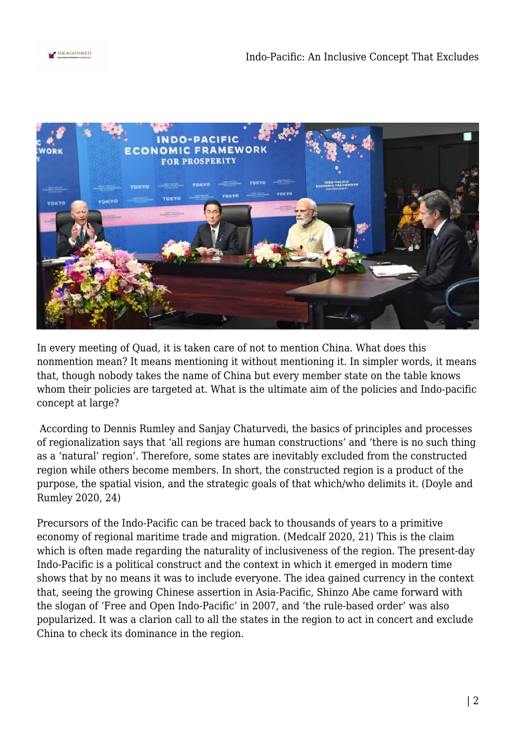In every meeting of Quad, it is taken care of not to mention China. What does this nonmention mean? It means mentioning it without mentioning it. In simpler words, it means that, though nobody takes the name of China but every member state on the table knows whom their policies are targeted at. What is the ultimate aim of the policies and Indo-pacific concept at large?

According to Dennis Rumley and Sanjay Chaturvedi, the basics of principles and processes of regionalization says that 'all regions are human constructions' and 'there is no such thing as a 'natural' region'. Therefore, some states are inevitably excluded from the constructed region while others become members. In short, the constructed region is a product of the purpose, the spatial vision, and the strategic goals of that which/who delimits it. (Doyle and Rumley 2020, 24)

Precursors of the Indo-Pacific can be traced back to thousands of years to a primitive economy of regional maritime trade and migration. (Medcalf 2020, 21) This is the claim which is often made regarding the naturality of inclusiveness of the region. The present-day Indo-Pacific is a political construct and the context in which it emerged in modern time shows that by no means it was to include everyone. The idea gained currency in the context that, seeing the growing Chinese assertion in Asia-Pacific, Shinzo Abe came forward with the slogan of 'Free and Open Indo-Pacific' in 2007, and 'the rule-based order' was also popularized. It was a clarion call to all the states in the region to act in concert and exclude China to check its dominance in the region.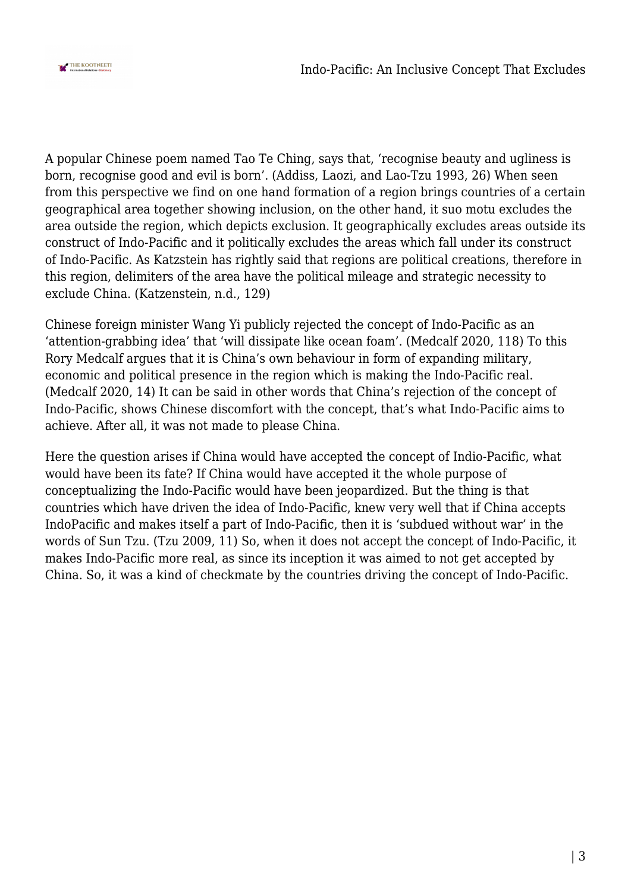A popular Chinese poem named Tao Te Ching, says that, 'recognise beauty and ugliness is born, recognise good and evil is born'. (Addiss, Laozi, and Lao-Tzu 1993, 26) When seen from this perspective we find on one hand formation of a region brings countries of a certain geographical area together showing inclusion, on the other hand, it suo motu excludes the area outside the region, which depicts exclusion. It geographically excludes areas outside its construct of Indo-Pacific and it politically excludes the areas which fall under its construct of Indo-Pacific. As Katzstein has rightly said that regions are political creations, therefore in this region, delimiters of the area have the political mileage and strategic necessity to exclude China. (Katzenstein, n.d., 129)

Chinese foreign minister Wang Yi publicly rejected the concept of Indo-Pacific as an 'attention-grabbing idea' that 'will dissipate like ocean foam'. (Medcalf 2020, 118) To this Rory Medcalf argues that it is China's own behaviour in form of expanding military, economic and political presence in the region which is making the Indo-Pacific real. (Medcalf 2020, 14) It can be said in other words that China's rejection of the concept of Indo-Pacific, shows Chinese discomfort with the concept, that's what Indo-Pacific aims to achieve. After all, it was not made to please China.

Here the question arises if China would have accepted the concept of Indio-Pacific, what would have been its fate? If China would have accepted it the whole purpose of conceptualizing the Indo-Pacific would have been jeopardized. But the thing is that countries which have driven the idea of Indo-Pacific, knew very well that if China accepts IndoPacific and makes itself a part of Indo-Pacific, then it is 'subdued without war' in the words of Sun Tzu. (Tzu 2009, 11) So, when it does not accept the concept of Indo-Pacific, it makes Indo-Pacific more real, as since its inception it was aimed to not get accepted by China. So, it was a kind of checkmate by the countries driving the concept of Indo-Pacific.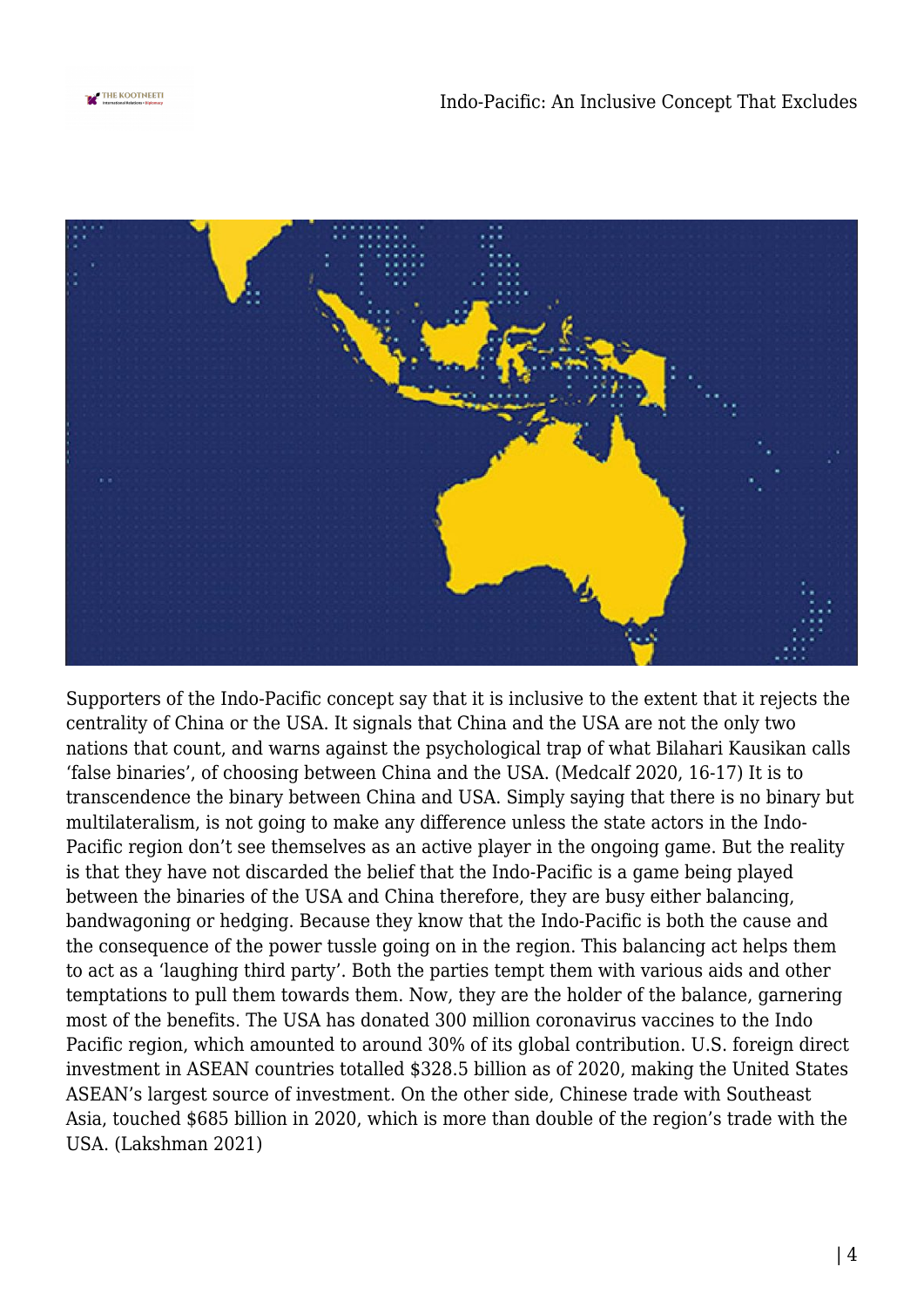Supporters of the Indo-Pacific concept say that it is inclusive to the extent that it rejects the centrality of China or the USA. It signals that China and the USA are not the only two nations that count, and warns against the psychological trap of what Bilahari Kausikan calls 'false binaries', of choosing between China and the USA. (Medcalf 2020, 16-17) It is to transcendence the binary between China and USA. Simply saying that there is no binary but multilateralism, is not going to make any difference unless the state actors in the Indo-Pacific region don't see themselves as an active player in the ongoing game. But the reality is that they have not discarded the belief that the Indo-Pacific is a game being played between the binaries of the USA and China therefore, they are busy either balancing, bandwagoning or hedging. Because they know that the Indo-Pacific is both the cause and the consequence of the power tussle going on in the region. This balancing act helps them to act as a 'laughing third party'. Both the parties tempt them with various aids and other temptations to pull them towards them. Now, they are the holder of the balance, garnering most of the benefits. The USA has donated 300 million coronavirus vaccines to the Indo Pacific region, which amounted to around 30% of its global contribution. U.S. foreign direct investment in ASEAN countries totalled $328.5 billion as of 2020, making the United States ASEAN's largest source of investment. On the other side, Chinese trade with Southeast Asia, touched $685 billion in 2020, which is more than double of the region's trade with the USA. (Lakshman 2021)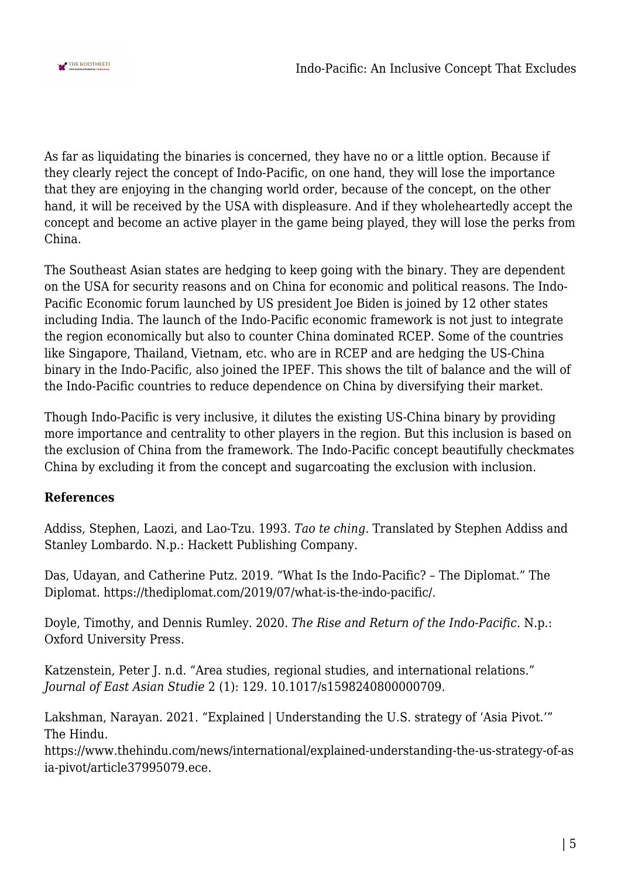As far as liquidating the binaries is concerned, they have no or a little option. Because if they clearly reject the concept of Indo-Pacific, on one hand, they will lose the importance that they are enjoying in the changing world order, because of the concept, on the other hand, it will be received by the USA with displeasure. And if they wholeheartedly accept the concept and become an active player in the game being played, they will lose the perks from China.

The Southeast Asian states are hedging to keep going with the binary. They are dependent on the USA for security reasons and on China for economic and political reasons. The Indo-Pacific Economic forum launched by US president Joe Biden is joined by 12 other states including India. The launch of the Indo-Pacific economic framework is not just to integrate the region economically but also to counter China dominated RCEP. Some of the countries like Singapore, Thailand, Vietnam, etc. who are in RCEP and are hedging the US-China binary in the Indo-Pacific, also joined the IPEF. This shows the tilt of balance and the will of the Indo-Pacific countries to reduce dependence on China by diversifying their market.

Though Indo-Pacific is very inclusive, it dilutes the existing US-China binary by providing more importance and centrality to other players in the region. But this inclusion is based on the exclusion of China from the framework. The Indo-Pacific concept beautifully checkmates China by excluding it from the concept and sugarcoating the exclusion with inclusion.

**References**

Addiss, Stephen, Laozi, and Lao-Tzu. 1993. *Tao te ching*. Translated by Stephen Addiss and Stanley Lombardo. N.p.: Hackett Publishing Company.

Das, Udayan, and Catherine Putz. 2019. "What Is the Indo-Pacific? – The Diplomat." The Diplomat. https://thediplomat.com/2019/07/what-is-the-indo-pacific/.

Doyle, Timothy, and Dennis Rumley. 2020. *The Rise and Return of the Indo-Pacific*. N.p.: Oxford University Press.

Katzenstein, Peter J. n.d. "Area studies, regional studies, and international relations." *Journal of East Asian Studie* 2 (1): 129. 10.1017/s1598240800000709.

Lakshman, Narayan. 2021. "Explained | Understanding the U.S. strategy of 'Asia Pivot.'" The Hindu. https://www.thehindu.com/news/international/explained-understanding-the-us-strategy-of-asia-pivot/article37995079.ece.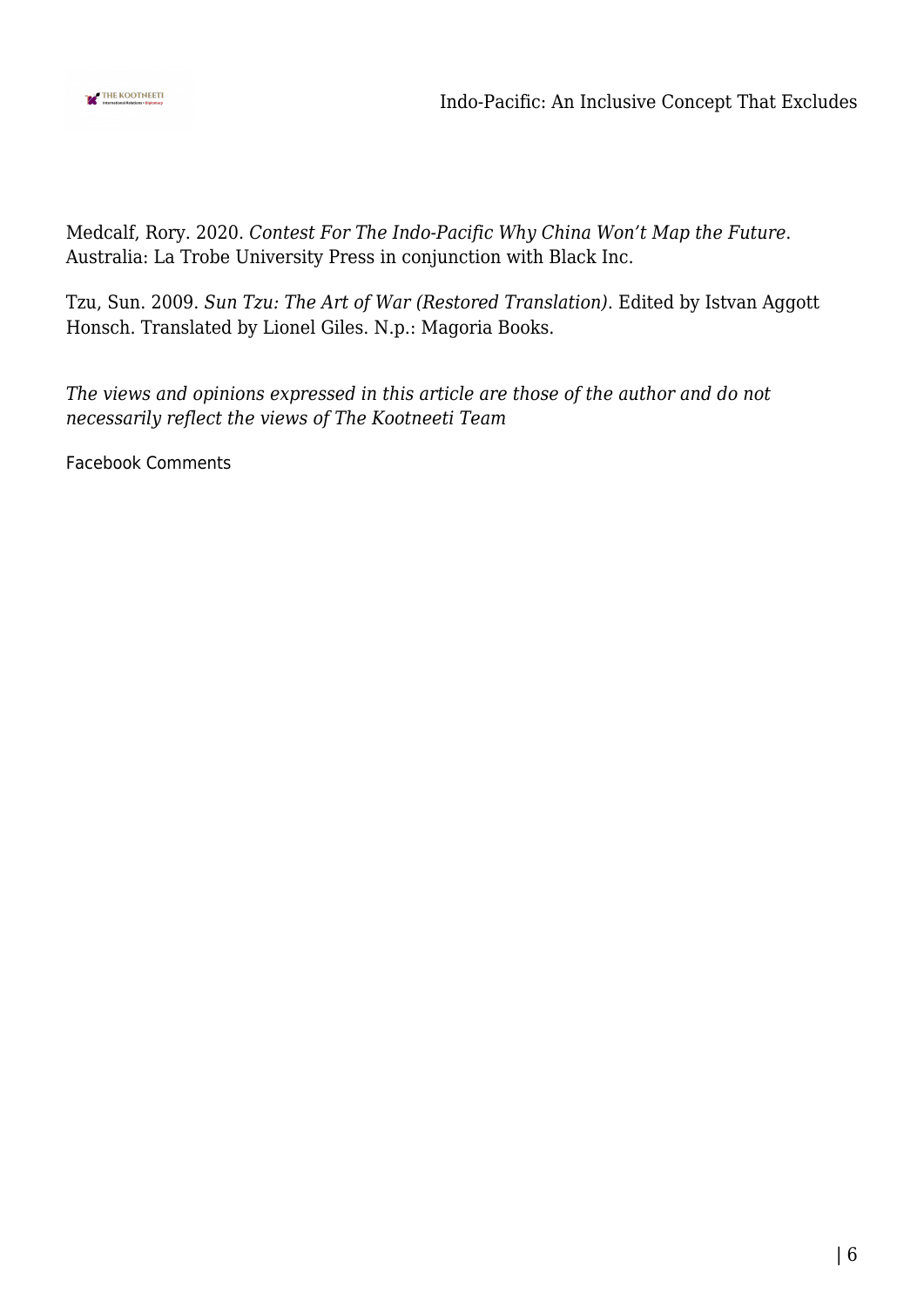Medcalf, Rory. 2020. *Contest For The Indo-Pacific Why China Won't Map the Future*. Australia: La Trobe University Press in conjunction with Black Inc.

Tzu, Sun. 2009. *Sun Tzu: The Art of War (Restored Translation)*. Edited by Istvan Aggott Honsch. Translated by Lionel Giles. N.p.: Magoria Books.

*The views and opinions expressed in this article are those of the author and do not necessarily reflect the views of The Kootneeti Team*

Facebook Comments